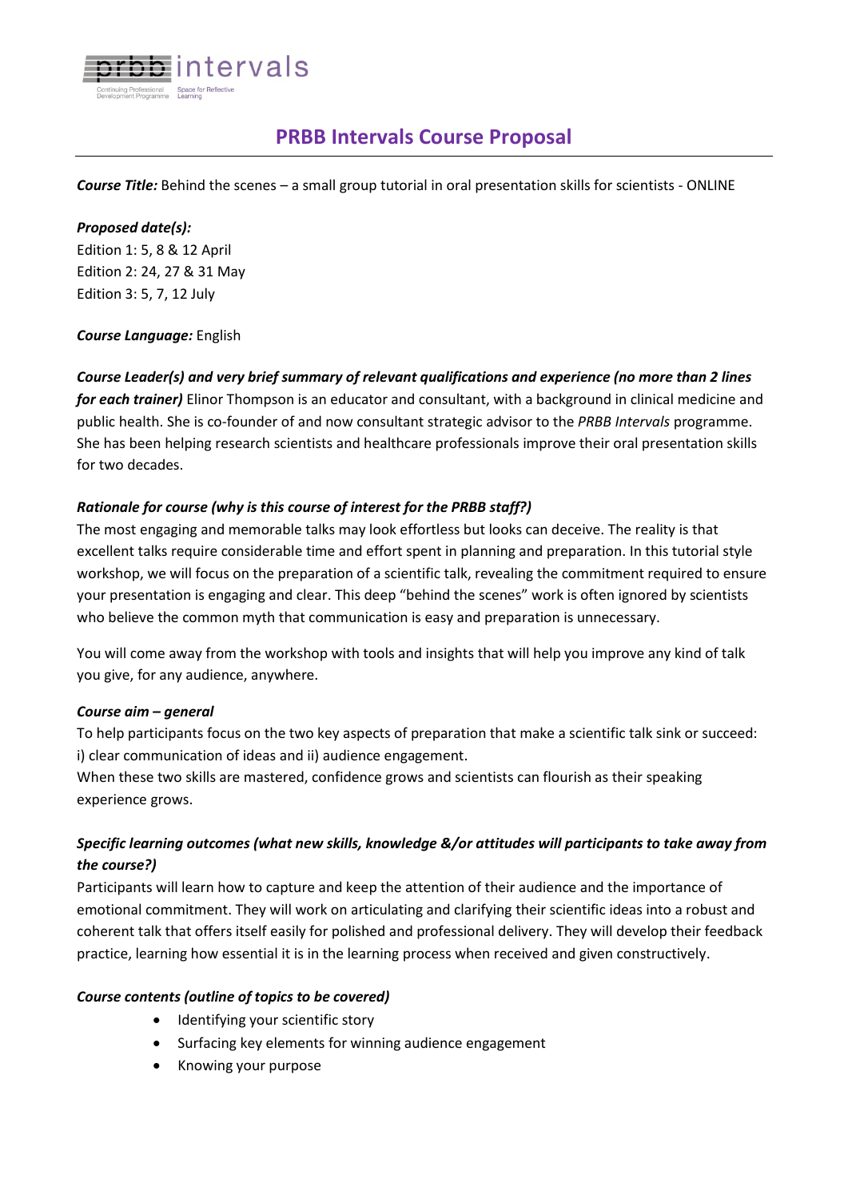# PRBB Intervals Course Proposal

***Course Title:*** Behind the scenes – a small group tutorial in oral presentation skills for scientists - ONLINE

***Proposed date(s):***
Edition 1: 5, 8 & 12 April
Edition 2: 24, 27 & 31 May
Edition 3: 5, 7, 12 July

***Course Language:*** English

***Course Leader(s) and very brief summary of relevant qualifications and experience (no more than 2 lines for each trainer)*** Elinor Thompson is an educator and consultant, with a background in clinical medicine and public health. She is co-founder of and now consultant strategic advisor to the *PRBB Intervals* programme. She has been helping research scientists and healthcare professionals improve their oral presentation skills for two decades.

***Rationale for course (why is this course of interest for the PRBB staff?)***
The most engaging and memorable talks may look effortless but looks can deceive. The reality is that excellent talks require considerable time and effort spent in planning and preparation. In this tutorial style workshop, we will focus on the preparation of a scientific talk, revealing the commitment required to ensure your presentation is engaging and clear. This deep "behind the scenes" work is often ignored by scientists who believe the common myth that communication is easy and preparation is unnecessary.

You will come away from the workshop with tools and insights that will help you improve any kind of talk you give, for any audience, anywhere.

***Course aim – general***
To help participants focus on the two key aspects of preparation that make a scientific talk sink or succeed: i) clear communication of ideas and ii) audience engagement.
When these two skills are mastered, confidence grows and scientists can flourish as their speaking experience grows.

***Specific learning outcomes (what new skills, knowledge &/or attitudes will participants to take away from the course?)***
Participants will learn how to capture and keep the attention of their audience and the importance of emotional commitment. They will work on articulating and clarifying their scientific ideas into a robust and coherent talk that offers itself easily for polished and professional delivery. They will develop their feedback practice, learning how essential it is in the learning process when received and given constructively.

***Course contents (outline of topics to be covered)***

- Identifying your scientific story
- Surfacing key elements for winning audience engagement
- Knowing your purpose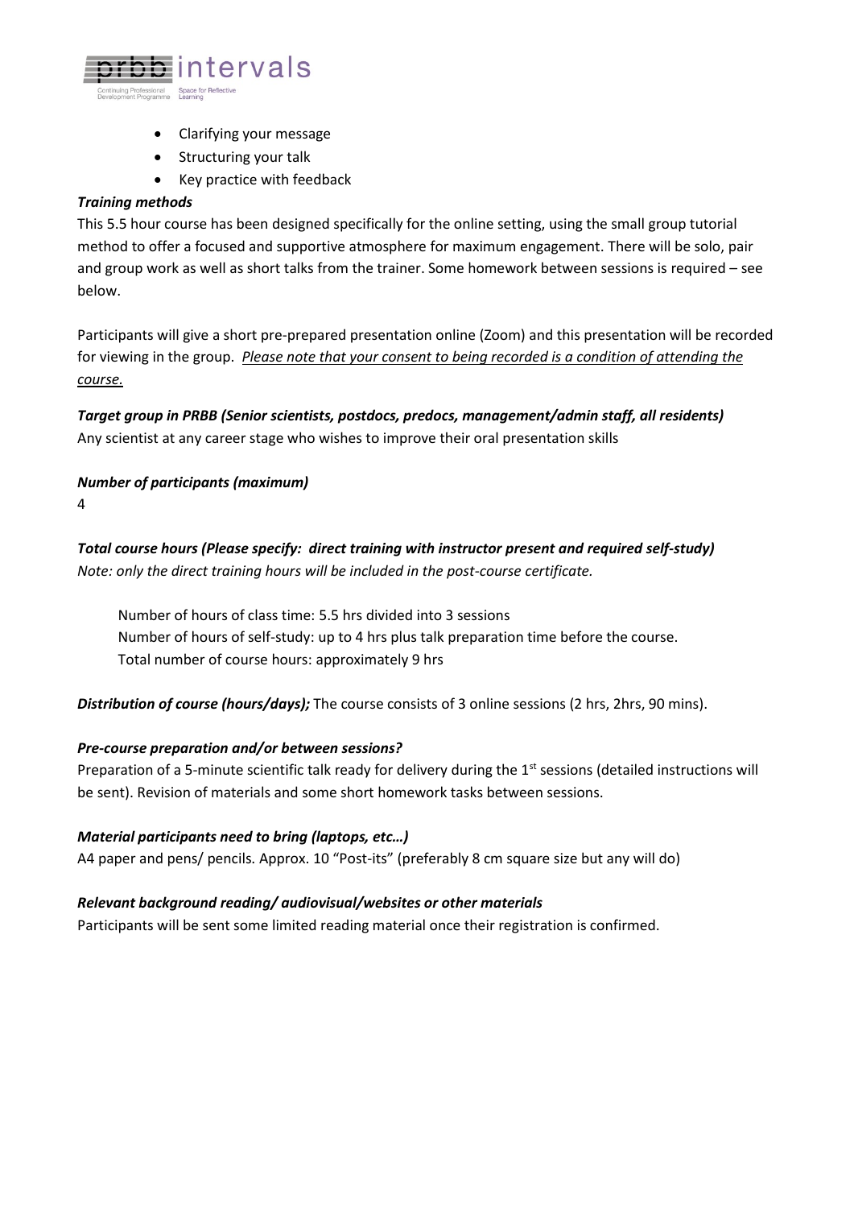- Clarifying your message
- Structuring your talk
- Key practice with feedback

***Training methods***

This 5.5 hour course has been designed specifically for the online setting, using the small group tutorial method to offer a focused and supportive atmosphere for maximum engagement. There will be solo, pair and group work as well as short talks from the trainer. Some homework between sessions is required – see below.

Participants will give a short pre-prepared presentation online (Zoom) and this presentation will be recorded for viewing in the group. *<u>Please note that your consent to being recorded is a condition of attending the course.</u>*

***Target group in PRBB (Senior scientists, postdocs, predocs, management/admin staff, all residents)***

Any scientist at any career stage who wishes to improve their oral presentation skills

***Number of participants (maximum)***

4

***Total course hours (Please specify: direct training with instructor present and required self-study)***

*Note: only the direct training hours will be included in the post-course certificate.*

Number of hours of class time: 5.5 hrs divided into 3 sessions
Number of hours of self-study: up to 4 hrs plus talk preparation time before the course.
Total number of course hours: approximately 9 hrs

***Distribution of course (hours/days);*** The course consists of 3 online sessions (2 hrs, 2hrs, 90 mins).

***Pre-course preparation and/or between sessions?***

Preparation of a 5-minute scientific talk ready for delivery during the 1st sessions (detailed instructions will be sent). Revision of materials and some short homework tasks between sessions.

***Material participants need to bring (laptops, etc…)***

A4 paper and pens/ pencils. Approx. 10 "Post-its" (preferably 8 cm square size but any will do)

***Relevant background reading/ audiovisual/websites or other materials***

Participants will be sent some limited reading material once their registration is confirmed.